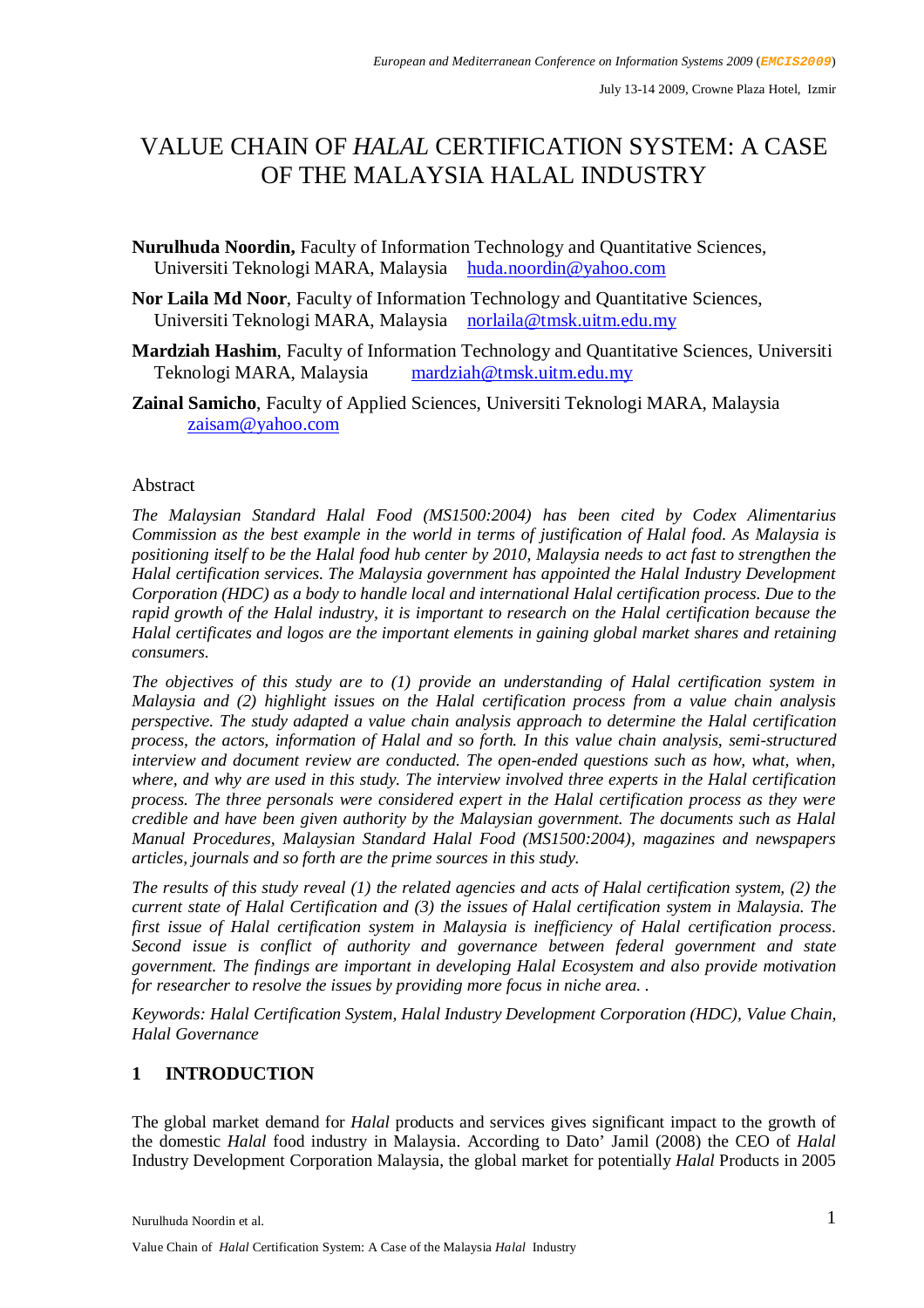# VALUE CHAIN OF *HALAL* CERTIFICATION SYSTEM: A CASE OF THE MALAYSIA HALAL INDUSTRY

**Nurulhuda Noordin,** Faculty of Information Technology and Quantitative Sciences, Universiti Teknologi MARA, Malaysia huda.noordin@yahoo.com

**Nor Laila Md Noor**, Faculty of Information Technology and Quantitative Sciences, Universiti Teknologi MARA, Malaysia norlaila@tmsk.uitm.edu.my

**Mardziah Hashim**, Faculty of Information Technology and Quantitative Sciences, Universiti Teknologi MARA, Malaysia mardziah@tmsk.uitm.edu.my

**Zainal Samicho**, Faculty of Applied Sciences, Universiti Teknologi MARA, Malaysia zaisam@yahoo.com

## Abstract

*The Malaysian Standard Halal Food (MS1500:2004) has been cited by Codex Alimentarius Commission as the best example in the world in terms of justification of Halal food. As Malaysia is positioning itself to be the Halal food hub center by 2010, Malaysia needs to act fast to strengthen the Halal certification services. The Malaysia government has appointed the Halal Industry Development Corporation (HDC) as a body to handle local and international Halal certification process. Due to the rapid growth of the Halal industry, it is important to research on the Halal certification because the Halal certificates and logos are the important elements in gaining global market shares and retaining consumers.*

*The objectives of this study are to (1) provide an understanding of Halal certification system in Malaysia and (2) highlight issues on the Halal certification process from a value chain analysis perspective. The study adapted a value chain analysis approach to determine the Halal certification process, the actors, information of Halal and so forth. In this value chain analysis, semi-structured interview and document review are conducted. The open-ended questions such as how, what, when, where, and why are used in this study. The interview involved three experts in the Halal certification process. The three personals were considered expert in the Halal certification process as they were credible and have been given authority by the Malaysian government. The documents such as Halal Manual Procedures, Malaysian Standard Halal Food (MS1500:2004), magazines and newspapers articles, journals and so forth are the prime sources in this study.*

*The results of this study reveal (1) the related agencies and acts of Halal certification system, (2) the current state of Halal Certification and (3) the issues of Halal certification system in Malaysia. The first issue of Halal certification system in Malaysia is inefficiency of Halal certification process. Second issue is conflict of authority and governance between federal government and state government. The findings are important in developing Halal Ecosystem and also provide motivation for researcher to resolve the issues by providing more focus in niche area. .*

*Keywords: Halal Certification System, Halal Industry Development Corporation (HDC), Value Chain, Halal Governance*

## 1 INTRODUCTION

The global market demand for *Halal* products and services gives significant impact to the growth of the domestic *Halal* food industry in Malaysia. According to Dato' Jamil (2008) the CEO of *Halal* Industry Development Corporation Malaysia, the global market for potentially *Halal* Products in 2005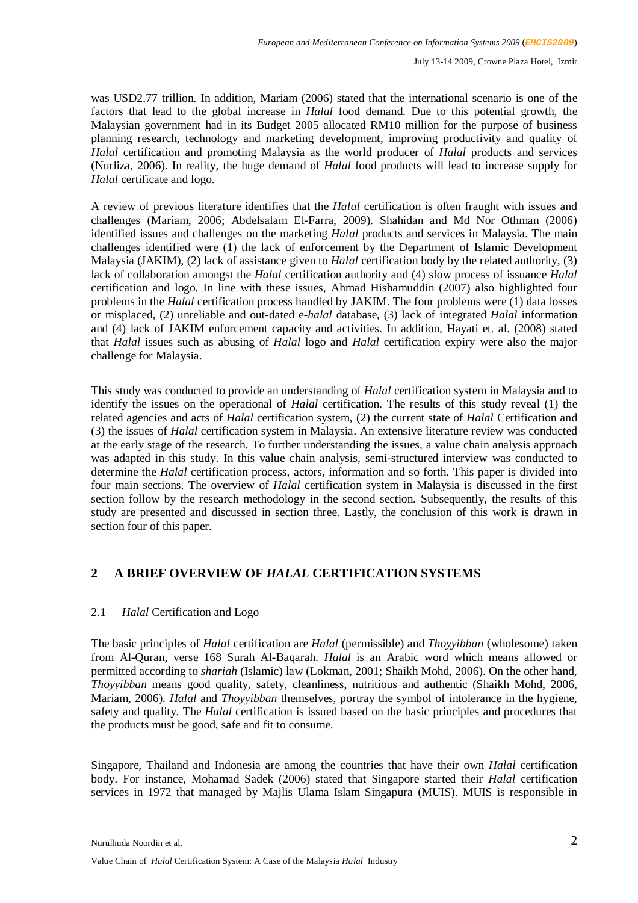was USD2.77 trillion. In addition, Mariam (2006) stated that the international scenario is one of the factors that lead to the global increase in *Halal* food demand. Due to this potential growth, the Malaysian government had in its Budget 2005 allocated RM10 million for the purpose of business planning research, technology and marketing development, improving productivity and quality of *Halal* certification and promoting Malaysia as the world producer of *Halal* products and services (Nurliza, 2006). In reality, the huge demand of *Halal* food products will lead to increase supply for *Halal* certificate and logo.

A review of previous literature identifies that the *Halal* certification is often fraught with issues and challenges (Mariam, 2006; Abdelsalam El-Farra, 2009). Shahidan and Md Nor Othman (2006) identified issues and challenges on the marketing *Halal* products and services in Malaysia. The main challenges identified were (1) the lack of enforcement by the Department of Islamic Development Malaysia (JAKIM), (2) lack of assistance given to *Halal* certification body by the related authority, (3) lack of collaboration amongst the *Halal* certification authority and (4) slow process of issuance *Halal* certification and logo. In line with these issues, Ahmad Hishamuddin (2007) also highlighted four problems in the *Halal* certification process handled by JAKIM. The four problems were (1) data losses or misplaced, (2) unreliable and out-dated e-*halal* database, (3) lack of integrated *Halal* information and (4) lack of JAKIM enforcement capacity and activities. In addition, Hayati et. al. (2008) stated that *Halal* issues such as abusing of *Halal* logo and *Halal* certification expiry were also the major challenge for Malaysia.

This study was conducted to provide an understanding of *Halal* certification system in Malaysia and to identify the issues on the operational of *Halal* certification. The results of this study reveal (1) the related agencies and acts of *Halal* certification system, (2) the current state of *Halal* Certification and (3) the issues of *Halal* certification system in Malaysia. An extensive literature review was conducted at the early stage of the research. To further understanding the issues, a value chain analysis approach was adapted in this study. In this value chain analysis, semi-structured interview was conducted to determine the *Halal* certification process, actors, information and so forth. This paper is divided into four main sections. The overview of *Halal* certification system in Malaysia is discussed in the first section follow by the research methodology in the second section. Subsequently, the results of this study are presented and discussed in section three. Lastly, the conclusion of this work is drawn in section four of this paper.

## 2 A BRIEF OVERVIEW OF *HALAL* CERTIFICATION SYSTEMS

### 2.1 *Halal* Certification and Logo

The basic principles of *Halal* certification are *Halal* (permissible) and *Thoyyibban* (wholesome) taken from Al-Quran, verse 168 Surah Al-Baqarah. *Halal* is an Arabic word which means allowed or permitted according to *shariah* (Islamic) law (Lokman, 2001; Shaikh Mohd, 2006). On the other hand, *Thoyyibban* means good quality, safety, cleanliness, nutritious and authentic (Shaikh Mohd, 2006, Mariam, 2006). *Halal* and *Thoyyibban* themselves, portray the symbol of intolerance in the hygiene, safety and quality. The *Halal* certification is issued based on the basic principles and procedures that the products must be good, safe and fit to consume.

Singapore, Thailand and Indonesia are among the countries that have their own *Halal* certification body. For instance, Mohamad Sadek (2006) stated that Singapore started their *Halal* certification services in 1972 that managed by Majlis Ulama Islam Singapura (MUIS). MUIS is responsible in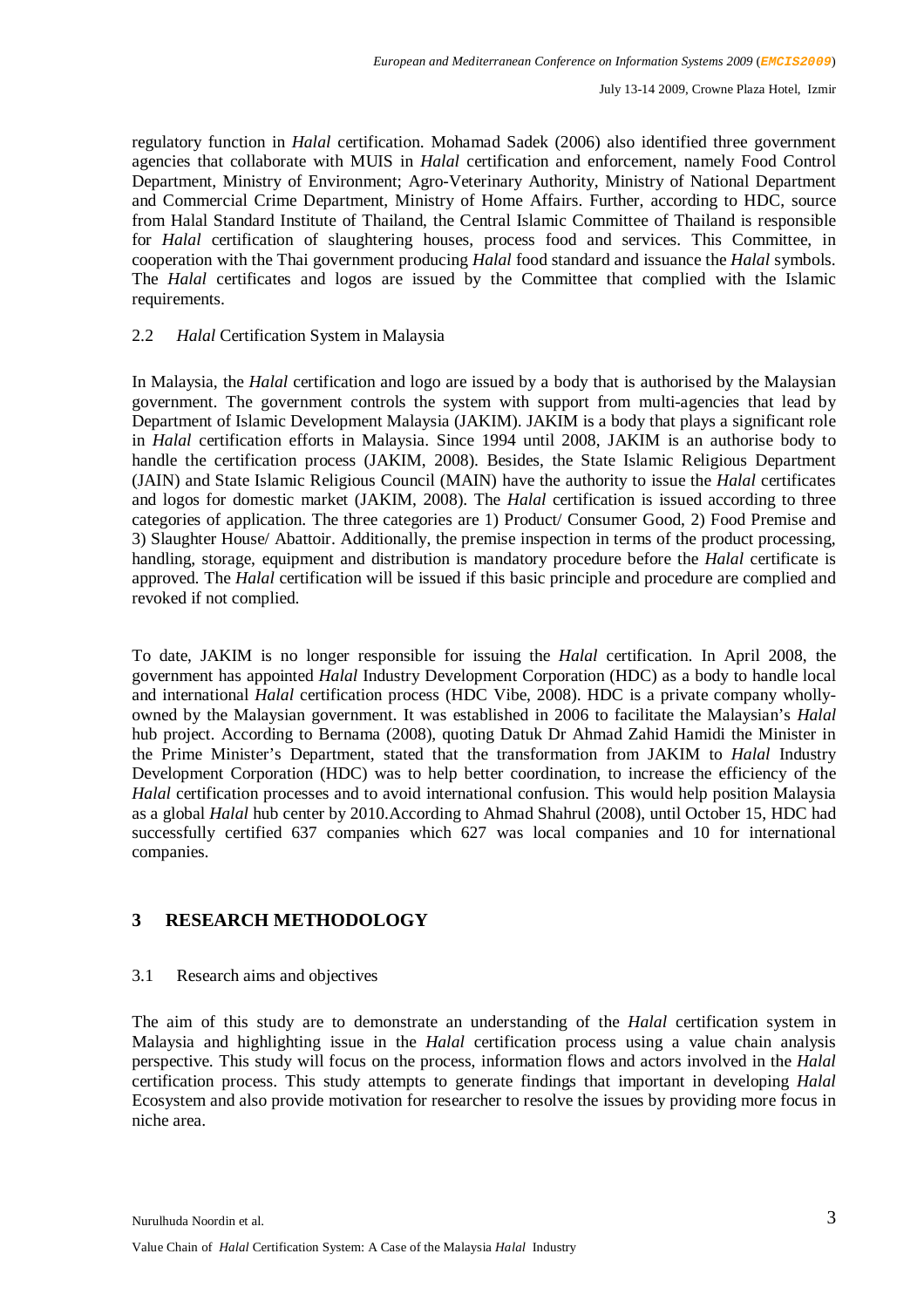regulatory function in *Halal* certification. Mohamad Sadek (2006) also identified three government agencies that collaborate with MUIS in *Halal* certification and enforcement, namely Food Control Department, Ministry of Environment; Agro-Veterinary Authority, Ministry of National Department and Commercial Crime Department, Ministry of Home Affairs. Further, according to HDC, source from Halal Standard Institute of Thailand, the Central Islamic Committee of Thailand is responsible for *Halal* certification of slaughtering houses, process food and services. This Committee, in cooperation with the Thai government producing *Halal* food standard and issuance the *Halal* symbols. The *Halal* certificates and logos are issued by the Committee that complied with the Islamic requirements.

### 2.2 *Halal* Certification System in Malaysia

In Malaysia, the *Halal* certification and logo are issued by a body that is authorised by the Malaysian government. The government controls the system with support from multi-agencies that lead by Department of Islamic Development Malaysia (JAKIM). JAKIM is a body that plays a significant role in *Halal* certification efforts in Malaysia. Since 1994 until 2008, JAKIM is an authorise body to handle the certification process (JAKIM, 2008). Besides, the State Islamic Religious Department (JAIN) and State Islamic Religious Council (MAIN) have the authority to issue the *Halal* certificates and logos for domestic market (JAKIM, 2008). The *Halal* certification is issued according to three categories of application. The three categories are 1) Product/ Consumer Good, 2) Food Premise and 3) Slaughter House/ Abattoir. Additionally, the premise inspection in terms of the product processing, handling, storage, equipment and distribution is mandatory procedure before the *Halal* certificate is approved. The *Halal* certification will be issued if this basic principle and procedure are complied and revoked if not complied.

To date, JAKIM is no longer responsible for issuing the *Halal* certification. In April 2008, the government has appointed *Halal* Industry Development Corporation (HDC) as a body to handle local and international *Halal* certification process (HDC Vibe, 2008). HDC is a private company wholly-owned by the Malaysian government. It was established in 2006 to facilitate the Malaysian's *Halal* hub project. According to Bernama (2008), quoting Datuk Dr Ahmad Zahid Hamidi the Minister in the Prime Minister's Department, stated that the transformation from JAKIM to *Halal* Industry Development Corporation (HDC) was to help better coordination, to increase the efficiency of the *Halal* certification processes and to avoid international confusion. This would help position Malaysia as a global *Halal* hub center by 2010.According to Ahmad Shahrul (2008), until October 15, HDC had successfully certified 637 companies which 627 was local companies and 10 for international companies.

## 3 RESEARCH METHODOLOGY

### 3.1 Research aims and objectives

The aim of this study are to demonstrate an understanding of the *Halal* certification system in Malaysia and highlighting issue in the *Halal* certification process using a value chain analysis perspective. This study will focus on the process, information flows and actors involved in the *Halal* certification process. This study attempts to generate findings that important in developing *Halal* Ecosystem and also provide motivation for researcher to resolve the issues by providing more focus in niche area.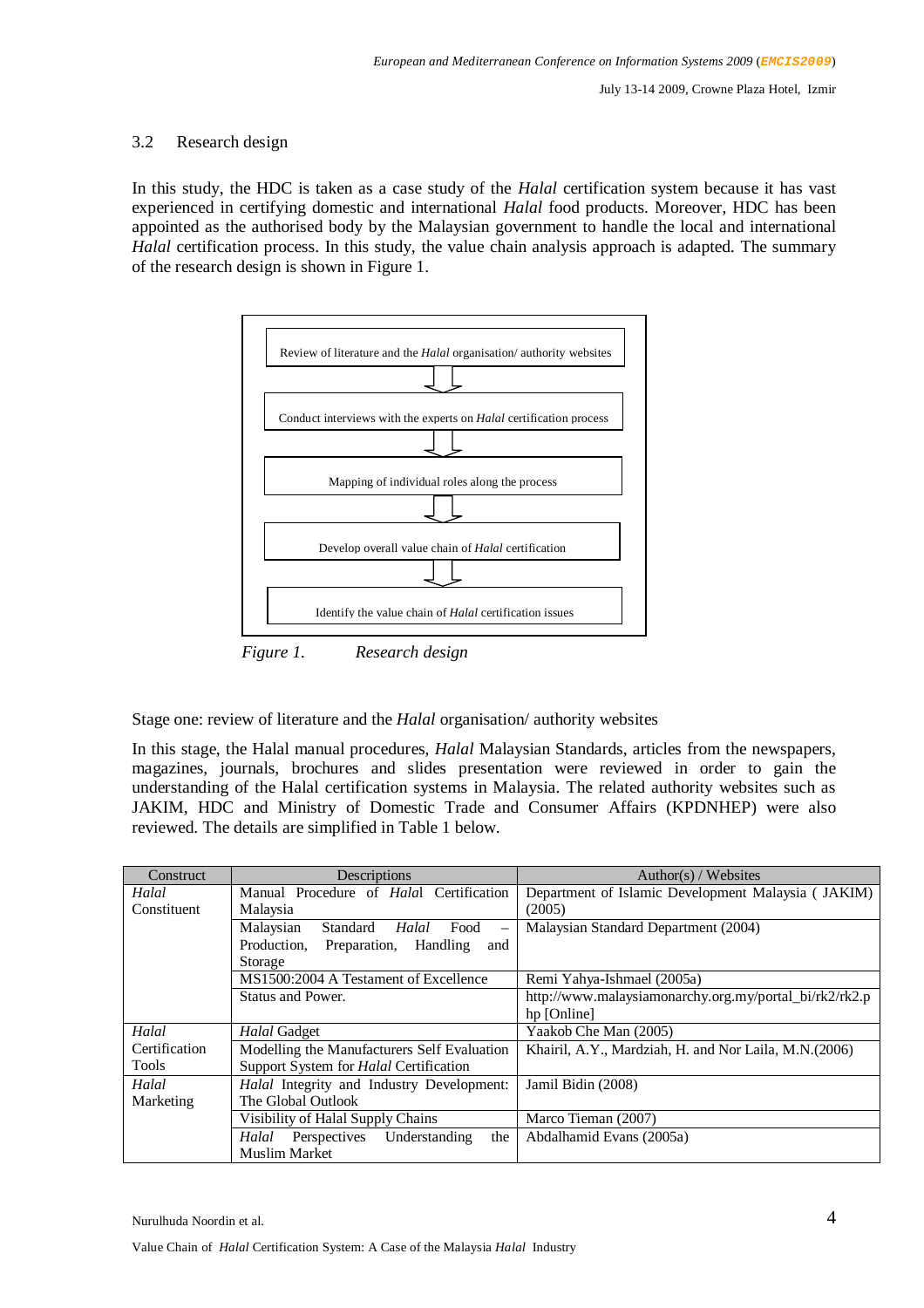### 3.2 Research design

In this study, the HDC is taken as a case study of the *Halal* certification system because it has vast experienced in certifying domestic and international *Halal* food products. Moreover, HDC has been appointed as the authorised body by the Malaysian government to handle the local and international *Halal* certification process. In this study, the value chain analysis approach is adapted. The summary of the research design is shown in Figure 1.

Review of literature and the *Halal* organisation/ authority websites

↓

Conduct interviews with the experts on *Halal* certification process

↓

Mapping of individual roles along the process

↓

Develop overall value chain of *Halal* certification

↓

Identify the value chain of *Halal* certification issues

*Figure 1. Research design*

Stage one: review of literature and the *Halal* organisation/ authority websites

In this stage, the Halal manual procedures, *Halal* Malaysian Standards, articles from the newspapers, magazines, journals, brochures and slides presentation were reviewed in order to gain the understanding of the Halal certification systems in Malaysia. The related authority websites such as JAKIM, HDC and Ministry of Domestic Trade and Consumer Affairs (KPDNHEP) were also reviewed. The details are simplified in Table 1 below.

| Construct | Descriptions | Author(s) / Websites |
|---|---|---|
| *Halal* Constituent | Manual Procedure of *Halal* Certification Malaysia | Department of Islamic Development Malaysia ( JAKIM) (2005) |
| | Malaysian Standard *Halal* Food – Production, Preparation, Handling and Storage | Malaysian Standard Department (2004) |
| | MS1500:2004 A Testament of Excellence | Remi Yahya-Ishmael (2005a) |
| | Status and Power. | http://www.malaysiamonarchy.org.my/portal_bi/rk2/rk2.php [Online] |
| *Halal* Certification Tools | *Halal* Gadget | Yaakob Che Man (2005) |
| | Modelling the Manufacturers Self Evaluation Support System for *Halal* Certification | Khairil, A.Y., Mardziah, H. and Nor Laila, M.N.(2006) |
| *Halal* Marketing | *Halal* Integrity and Industry Development: The Global Outlook | Jamil Bidin (2008) |
| | Visibility of Halal Supply Chains | Marco Tieman (2007) |
| | *Halal* Perspectives Understanding the Muslim Market | Abdalhamid Evans (2005a) |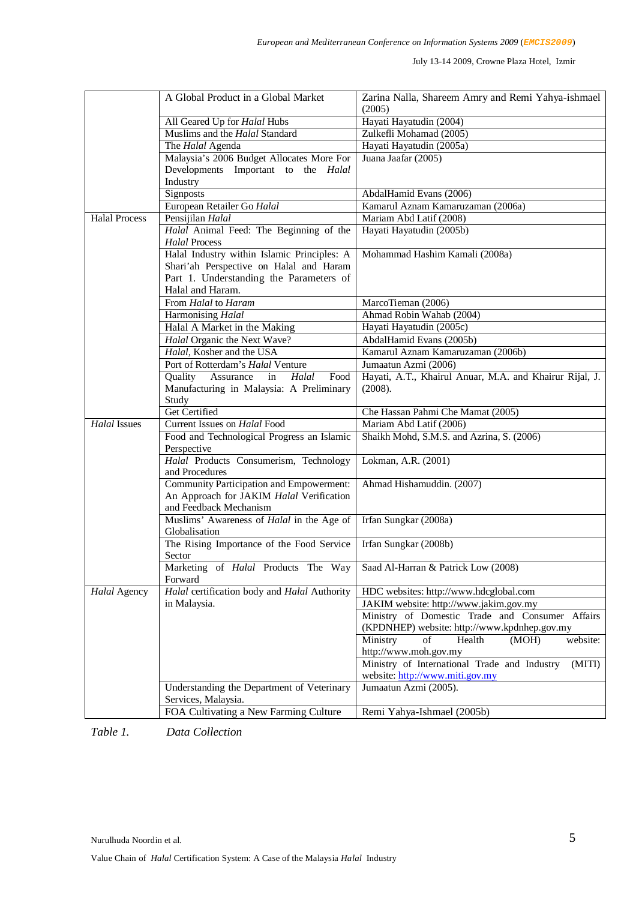| | | |
|---|---|---|
| | A Global Product in a Global Market | Zarina Nalla, Shareem Amry and Remi Yahya-ishmael (2005) |
| | All Geared Up for *Halal* Hubs | Hayati Hayatudin (2004) |
| | Muslims and the *Halal* Standard | Zulkefli Mohamad (2005) |
| | The *Halal* Agenda | Hayati Hayatudin (2005a) |
| | Malaysia's 2006 Budget Allocates More For Developments Important to the *Halal* Industry | Juana Jaafar (2005) |
| | Signposts | AbdalHamid Evans (2006) |
| | European Retailer Go *Halal* | Kamarul Aznam Kamaruzaman (2006a) |
| Halal Process | Pensijilan *Halal* | Mariam Abd Latif (2008) |
| | *Halal* Animal Feed: The Beginning of the *Halal* Process | Hayati Hayatudin (2005b) |
| | Halal Industry within Islamic Principles: A Shari'ah Perspective on Halal and Haram Part 1. Understanding the Parameters of Halal and Haram. | Mohammad Hashim Kamali (2008a) |
| | From *Halal* to *Haram* | MarcoTieman (2006) |
| | Harmonising *Halal* | Ahmad Robin Wahab (2004) |
| | Halal A Market in the Making | Hayati Hayatudin (2005c) |
| | *Halal* Organic the Next Wave? | AbdalHamid Evans (2005b) |
| | *Halal*, Kosher and the USA | Kamarul Aznam Kamaruzaman (2006b) |
| | Port of Rotterdam's *Halal* Venture | Jumaatun Azmi (2006) |
| | Quality Assurance in *Halal* Food Manufacturing in Malaysia: A Preliminary Study | Hayati, A.T., Khairul Anuar, M.A. and Khairur Rijal, J. (2008). |
| | Get Certified | Che Hassan Pahmi Che Mamat (2005) |
| *Halal* Issues | Current Issues on *Halal* Food | Mariam Abd Latif (2006) |
| | Food and Technological Progress an Islamic Perspective | Shaikh Mohd, S.M.S. and Azrina, S. (2006) |
| | *Halal* Products Consumerism, Technology and Procedures | Lokman, A.R. (2001) |
| | Community Participation and Empowerment: An Approach for JAKIM *Halal* Verification and Feedback Mechanism | Ahmad Hishamuddin. (2007) |
| | Muslims' Awareness of *Halal* in the Age of Globalisation | Irfan Sungkar (2008a) |
| | The Rising Importance of the Food Service Sector | Irfan Sungkar (2008b) |
| | Marketing of *Halal* Products The Way Forward | Saad Al-Harran & Patrick Low (2008) |
| *Halal* Agency | *Halal* certification body and *Halal* Authority in Malaysia. | HDC websites: http://www.hdcglobal.com |
| | | JAKIM website: http://www.jakim.gov.my |
| | | Ministry of Domestic Trade and Consumer Affairs (KPDNHEP) website: http://www.kpdnhep.gov.my |
| | | Ministry of Health (MOH) website: http://www.moh.gov.my |
| | | Ministry of International Trade and Industry (MITI) website: http://www.miti.gov.my |
| | Understanding the Department of Veterinary Services, Malaysia. | Jumaatun Azmi (2005). |
| | FOA Cultivating a New Farming Culture | Remi Yahya-Ishmael (2005b) |

*Table 1. Data Collection*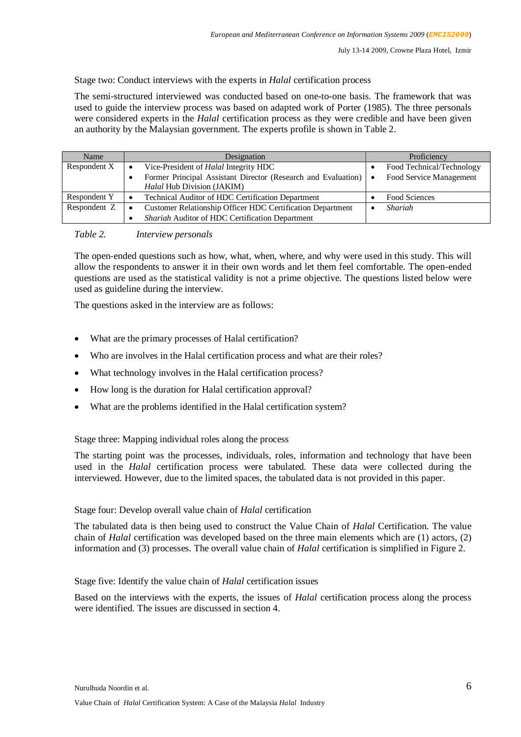Stage two: Conduct interviews with the experts in *Halal* certification process

The semi-structured interviewed was conducted based on one-to-one basis. The framework that was used to guide the interview process was based on adapted work of Porter (1985). The three personals were considered experts in the *Halal* certification process as they were credible and have been given an authority by the Malaysian government. The experts profile is shown in Table 2.

| Name | Designation | Proficiency |
|---|---|---|
| Respondent X | • Vice-President of *Halal* Integrity HDC<br>• Former Principal Assistant Director (Research and Evaluation) *Halal* Hub Division (JAKIM) | • Food Technical/Technology<br>• Food Service Management |
| Respondent Y | • Technical Auditor of HDC Certification Department | • Food Sciences |
| Respondent Z | • Customer Relationship Officer HDC Certification Department<br>• *Shariah* Auditor of HDC Certification Department | • *Shariah* |

*Table 2. Interview personals*

The open-ended questions such as how, what, when, where, and why were used in this study. This will allow the respondents to answer it in their own words and let them feel comfortable. The open-ended questions are used as the statistical validity is not a prime objective. The questions listed below were used as guideline during the interview.

The questions asked in the interview are as follows:

- What are the primary processes of Halal certification?
- Who are involves in the Halal certification process and what are their roles?
- What technology involves in the Halal certification process?
- How long is the duration for Halal certification approval?
- What are the problems identified in the Halal certification system?

Stage three: Mapping individual roles along the process

The starting point was the processes, individuals, roles, information and technology that have been used in the *Halal* certification process were tabulated. These data were collected during the interviewed. However, due to the limited spaces, the tabulated data is not provided in this paper.

Stage four: Develop overall value chain of *Halal* certification

The tabulated data is then being used to construct the Value Chain of *Halal* Certification. The value chain of *Halal* certification was developed based on the three main elements which are (1) actors, (2) information and (3) processes. The overall value chain of *Halal* certification is simplified in Figure 2.

Stage five: Identify the value chain of *Halal* certification issues

Based on the interviews with the experts, the issues of *Halal* certification process along the process were identified. The issues are discussed in section 4.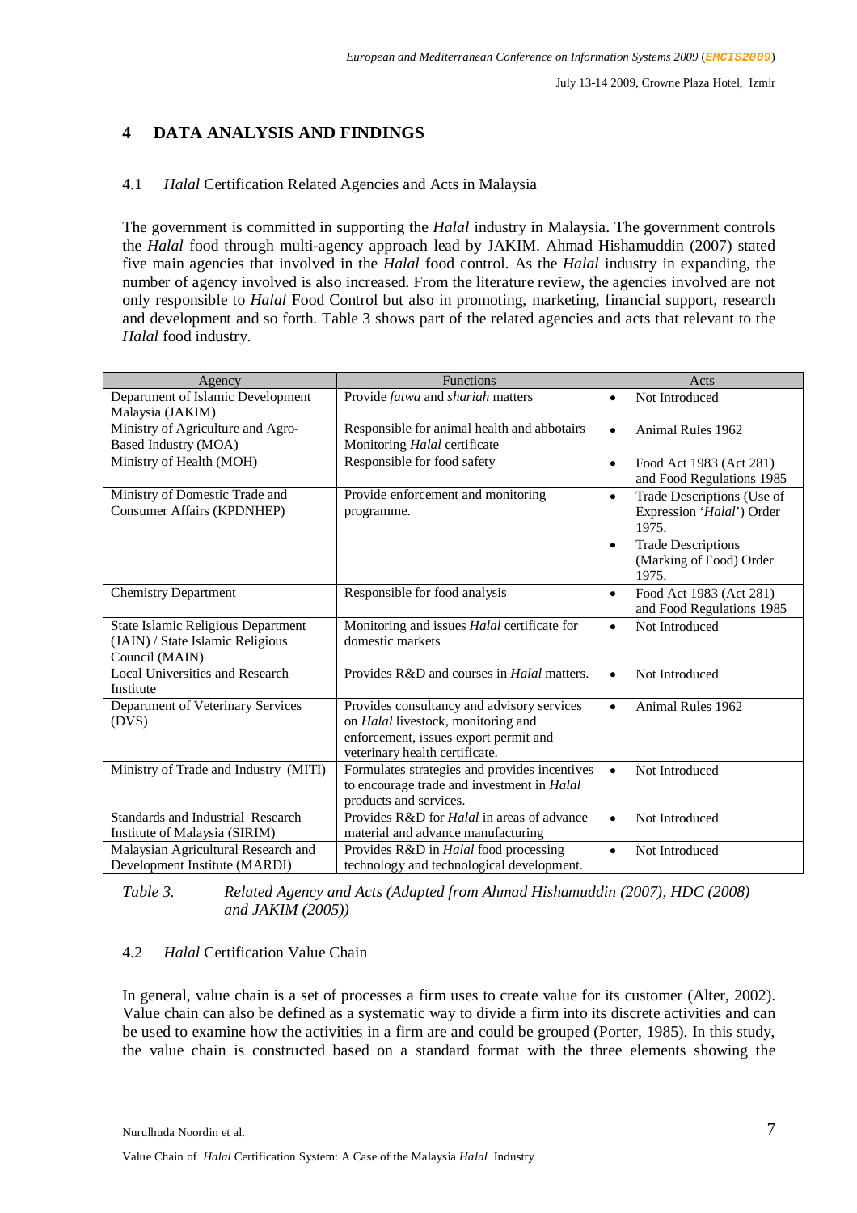## 4 DATA ANALYSIS AND FINDINGS

### 4.1 *Halal* Certification Related Agencies and Acts in Malaysia

The government is committed in supporting the *Halal* industry in Malaysia. The government controls the *Halal* food through multi-agency approach lead by JAKIM. Ahmad Hishamuddin (2007) stated five main agencies that involved in the *Halal* food control. As the *Halal* industry in expanding, the number of agency involved is also increased. From the literature review, the agencies involved are not only responsible to *Halal* Food Control but also in promoting, marketing, financial support, research and development and so forth. Table 3 shows part of the related agencies and acts that relevant to the *Halal* food industry.

| Agency | Functions | Acts |
|---|---|---|
| Department of Islamic Development Malaysia (JAKIM) | Provide *fatwa* and *shariah* matters | • Not Introduced |
| Ministry of Agriculture and Agro-Based Industry (MOA) | Responsible for animal health and abbotairs Monitoring *Halal* certificate | • Animal Rules 1962 |
| Ministry of Health (MOH) | Responsible for food safety | • Food Act 1983 (Act 281) and Food Regulations 1985 |
| Ministry of Domestic Trade and Consumer Affairs (KPDNHEP) | Provide enforcement and monitoring programme. | • Trade Descriptions (Use of Expression '*Halal*') Order 1975. • Trade Descriptions (Marking of Food) Order 1975. |
| Chemistry Department | Responsible for food analysis | • Food Act 1983 (Act 281) and Food Regulations 1985 |
| State Islamic Religious Department (JAIN) / State Islamic Religious Council (MAIN) | Monitoring and issues *Halal* certificate for domestic markets | • Not Introduced |
| Local Universities and Research Institute | Provides R&D and courses in *Halal* matters. | • Not Introduced |
| Department of Veterinary Services (DVS) | Provides consultancy and advisory services on *Halal* livestock, monitoring and enforcement, issues export permit and veterinary health certificate. | • Animal Rules 1962 |
| Ministry of Trade and Industry (MITI) | Formulates strategies and provides incentives to encourage trade and investment in *Halal* products and services. | • Not Introduced |
| Standards and Industrial Research Institute of Malaysia (SIRIM) | Provides R&D for *Halal* in areas of advance material and advance manufacturing | • Not Introduced |
| Malaysian Agricultural Research and Development Institute (MARDI) | Provides R&D in *Halal* food processing technology and technological development. | • Not Introduced |

*Table 3. Related Agency and Acts (Adapted from Ahmad Hishamuddin (2007), HDC (2008) and JAKIM (2005))*

### 4.2 *Halal* Certification Value Chain

In general, value chain is a set of processes a firm uses to create value for its customer (Alter, 2002). Value chain can also be defined as a systematic way to divide a firm into its discrete activities and can be used to examine how the activities in a firm are and could be grouped (Porter, 1985). In this study, the value chain is constructed based on a standard format with the three elements showing the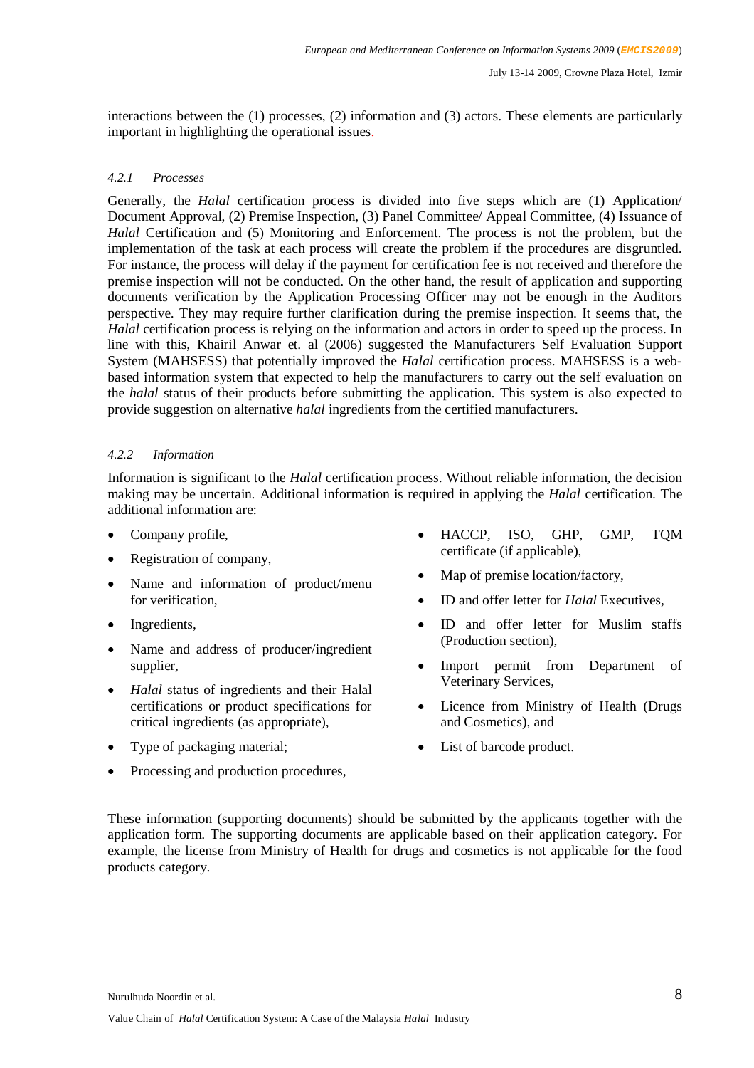interactions between the (1) processes, (2) information and (3) actors. These elements are particularly important in highlighting the operational issues.

#### *4.2.1 Processes*

Generally, the *Halal* certification process is divided into five steps which are (1) Application/ Document Approval, (2) Premise Inspection, (3) Panel Committee/ Appeal Committee, (4) Issuance of *Halal* Certification and (5) Monitoring and Enforcement. The process is not the problem, but the implementation of the task at each process will create the problem if the procedures are disgruntled. For instance, the process will delay if the payment for certification fee is not received and therefore the premise inspection will not be conducted. On the other hand, the result of application and supporting documents verification by the Application Processing Officer may not be enough in the Auditors perspective. They may require further clarification during the premise inspection. It seems that, the *Halal* certification process is relying on the information and actors in order to speed up the process. In line with this, Khairil Anwar et. al (2006) suggested the Manufacturers Self Evaluation Support System (MAHSESS) that potentially improved the *Halal* certification process. MAHSESS is a web-based information system that expected to help the manufacturers to carry out the self evaluation on the *halal* status of their products before submitting the application. This system is also expected to provide suggestion on alternative *halal* ingredients from the certified manufacturers.

#### *4.2.2 Information*

Information is significant to the *Halal* certification process. Without reliable information, the decision making may be uncertain. Additional information is required in applying the *Halal* certification. The additional information are:

- Company profile,
- Registration of company,
- Name and information of product/menu for verification,
- Ingredients,
- Name and address of producer/ingredient supplier,
- *Halal* status of ingredients and their Halal certifications or product specifications for critical ingredients (as appropriate),
- Type of packaging material;
- Processing and production procedures,
- HACCP, ISO, GHP, GMP, TQM certificate (if applicable),
- Map of premise location/factory,
- ID and offer letter for *Halal* Executives,
- ID and offer letter for Muslim staffs (Production section),
- Import permit from Department of Veterinary Services,
- Licence from Ministry of Health (Drugs and Cosmetics), and
- List of barcode product.

These information (supporting documents) should be submitted by the applicants together with the application form. The supporting documents are applicable based on their application category. For example, the license from Ministry of Health for drugs and cosmetics is not applicable for the food products category.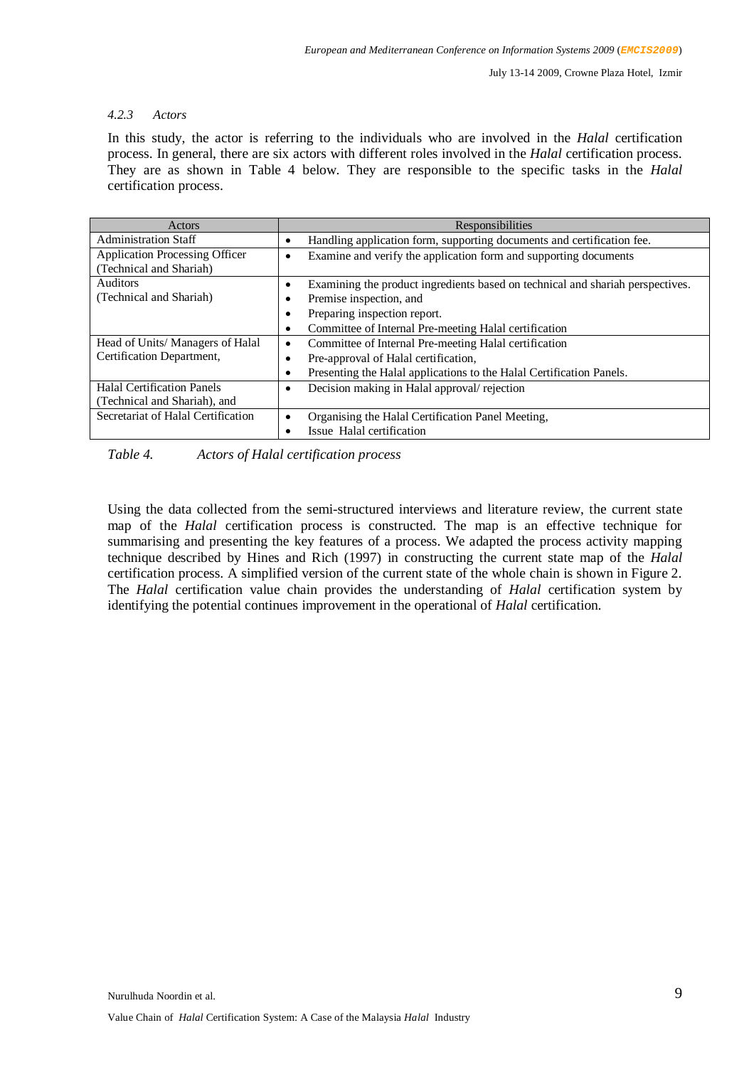#### *4.2.3 Actors*

In this study, the actor is referring to the individuals who are involved in the *Halal* certification process. In general, there are six actors with different roles involved in the *Halal* certification process. They are as shown in Table 4 below. They are responsible to the specific tasks in the *Halal* certification process.

| Actors | Responsibilities |
|---|---|
| Administration Staff | • Handling application form, supporting documents and certification fee. |
| Application Processing Officer (Technical and Shariah) | • Examine and verify the application form and supporting documents |
| Auditors (Technical and Shariah) | • Examining the product ingredients based on technical and shariah perspectives. <br> • Premise inspection, and <br> • Preparing inspection report. <br> • Committee of Internal Pre-meeting Halal certification |
| Head of Units/ Managers of Halal Certification Department, | • Committee of Internal Pre-meeting Halal certification <br> • Pre-approval of Halal certification, <br> • Presenting the Halal applications to the Halal Certification Panels. |
| Halal Certification Panels (Technical and Shariah), and | • Decision making in Halal approval/ rejection |
| Secretariat of Halal Certification | • Organising the Halal Certification Panel Meeting, <br> • Issue Halal certification |

*Table 4. Actors of Halal certification process*

Using the data collected from the semi-structured interviews and literature review, the current state map of the *Halal* certification process is constructed. The map is an effective technique for summarising and presenting the key features of a process. We adapted the process activity mapping technique described by Hines and Rich (1997) in constructing the current state map of the *Halal* certification process. A simplified version of the current state of the whole chain is shown in Figure 2. The *Halal* certification value chain provides the understanding of *Halal* certification system by identifying the potential continues improvement in the operational of *Halal* certification.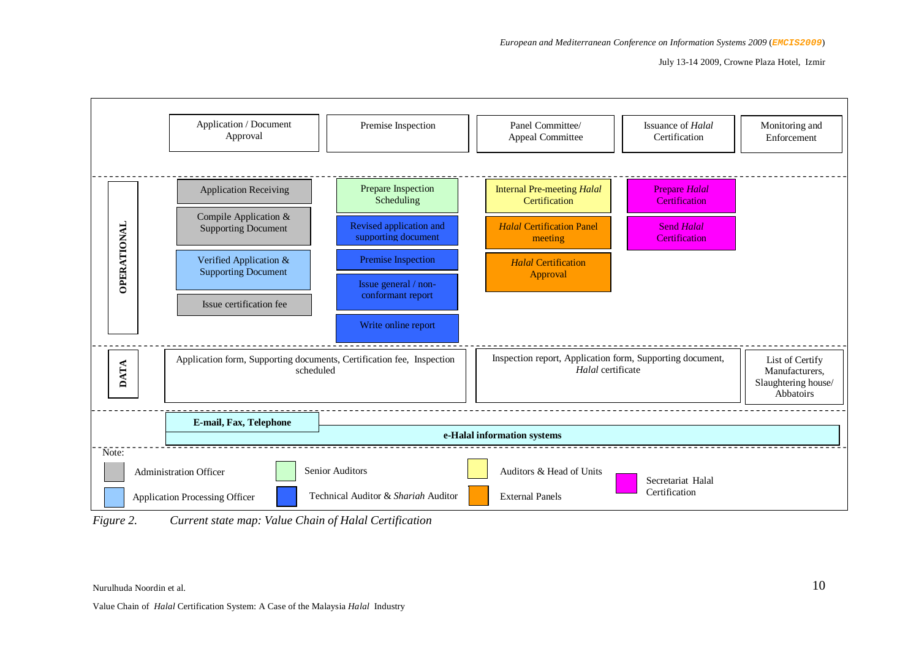| | Application / Document Approval | Premise Inspection | Panel Committee/ Appeal Committee | Issuance of *Halal* Certification | Monitoring and Enforcement |
|---|---|---|---|---|---|
| **OPERATIONAL** | Application Receiving | Prepare Inspection Scheduling | Internal Pre-meeting *Halal* Certification | Prepare *Halal* Certification | |
| | Compile Application & Supporting Document | Revised application and supporting document | *Halal* Certification Panel meeting | Send *Halal* Certification | |
| | Verified Application & Supporting Document | Premise Inspection | *Halal* Certification Approval | | |
| | Issue certification fee | Issue general / non-conformant report | | | |
| | | Write online report | | | |
| **DATA** | Application form, Supporting documents, Certification fee, Inspection scheduled | | Inspection report, Application form, Supporting document, *Halal* certificate | | List of Certify Manufacturers, Slaughtering house/ Abbatoirs |
| | **E-mail, Fax, Telephone** | **e-Halal information systems** | | | |

Note:

- Administration Officer (grey)
- Application Processing Officer (light blue)
- Senior Auditors (light green)
- Technical Auditor & *Shariah* Auditor (blue)
- Auditors & Head of Units (yellow)
- External Panels (orange)
- Secretariat Halal Certification (magenta)

*Figure 2. Current state map: Value Chain of Halal Certification*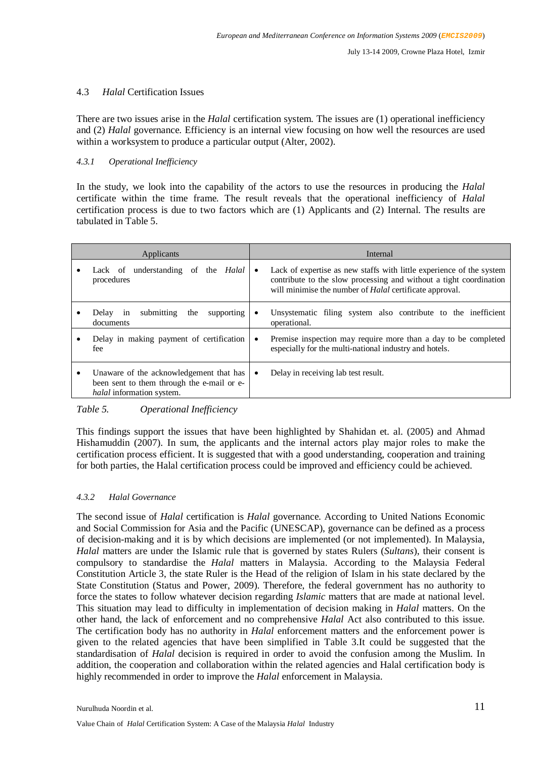### 4.3 *Halal* Certification Issues

There are two issues arise in the *Halal* certification system. The issues are (1) operational inefficiency and (2) *Halal* governance. Efficiency is an internal view focusing on how well the resources are used within a worksystem to produce a particular output (Alter, 2002).

#### *4.3.1 Operational Inefficiency*

In the study, we look into the capability of the actors to use the resources in producing the *Halal* certificate within the time frame. The result reveals that the operational inefficiency of *Halal* certification process is due to two factors which are (1) Applicants and (2) Internal. The results are tabulated in Table 5.

| Applicants | Internal |
|---|---|
| • Lack of understanding of the *Halal* procedures | • Lack of expertise as new staffs with little experience of the system contribute to the slow processing and without a tight coordination will minimise the number of *Halal* certificate approval. |
| • Delay in submitting the supporting documents | • Unsystematic filing system also contribute to the inefficient operational. |
| • Delay in making payment of certification fee | • Premise inspection may require more than a day to be completed especially for the multi-national industry and hotels. |
| • Unaware of the acknowledgement that has been sent to them through the e-mail or e-*halal* information system. | • Delay in receiving lab test result. |

*Table 5. Operational Inefficiency*

This findings support the issues that have been highlighted by Shahidan et. al. (2005) and Ahmad Hishamuddin (2007). In sum, the applicants and the internal actors play major roles to make the certification process efficient. It is suggested that with a good understanding, cooperation and training for both parties, the Halal certification process could be improved and efficiency could be achieved.

#### *4.3.2 Halal Governance*

The second issue of *Halal* certification is *Halal* governance. According to United Nations Economic and Social Commission for Asia and the Pacific (UNESCAP), governance can be defined as a process of decision-making and it is by which decisions are implemented (or not implemented). In Malaysia, *Halal* matters are under the Islamic rule that is governed by states Rulers (*Sultans*), their consent is compulsory to standardise the *Halal* matters in Malaysia. According to the Malaysia Federal Constitution Article 3, the state Ruler is the Head of the religion of Islam in his state declared by the State Constitution (Status and Power, 2009). Therefore, the federal government has no authority to force the states to follow whatever decision regarding *Islamic* matters that are made at national level. This situation may lead to difficulty in implementation of decision making in *Halal* matters. On the other hand, the lack of enforcement and no comprehensive *Halal* Act also contributed to this issue. The certification body has no authority in *Halal* enforcement matters and the enforcement power is given to the related agencies that have been simplified in Table 3.It could be suggested that the standardisation of *Halal* decision is required in order to avoid the confusion among the Muslim. In addition, the cooperation and collaboration within the related agencies and Halal certification body is highly recommended in order to improve the *Halal* enforcement in Malaysia.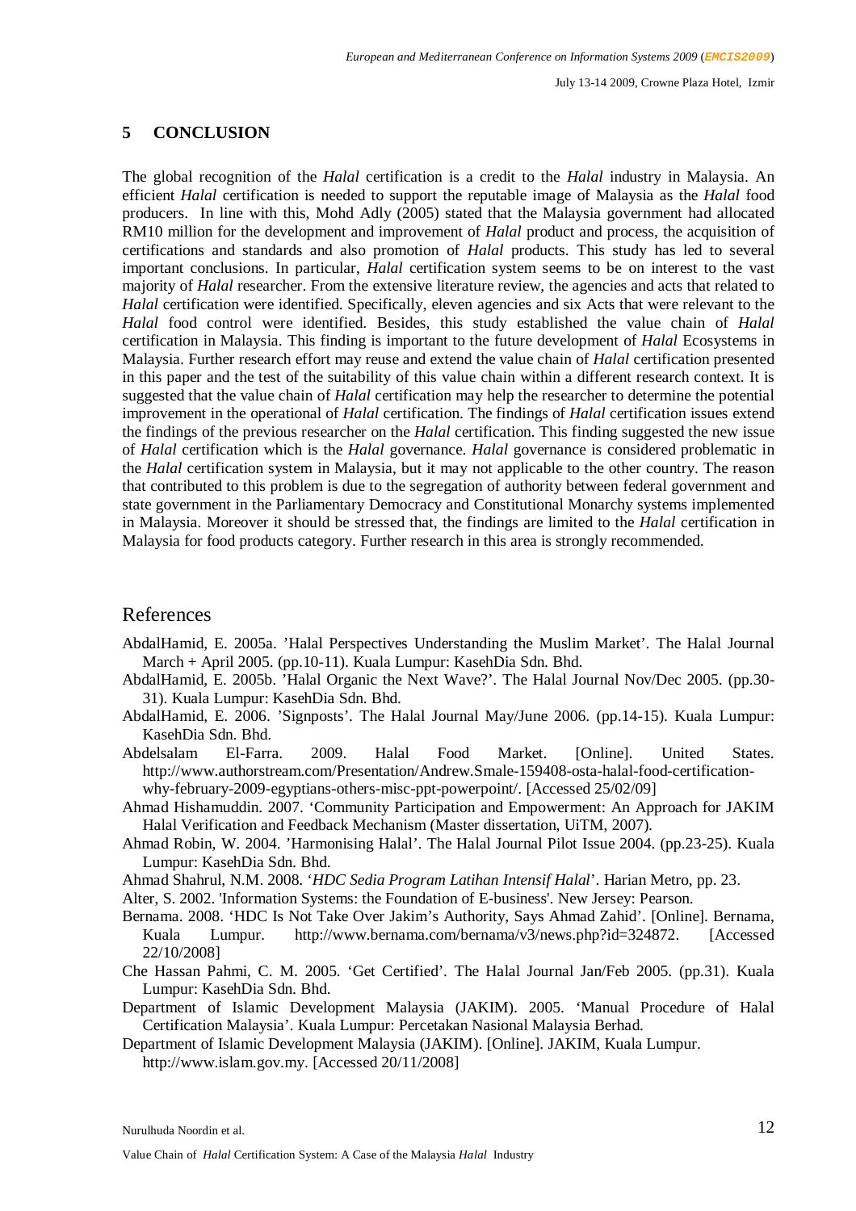## 5 CONCLUSION

The global recognition of the *Halal* certification is a credit to the *Halal* industry in Malaysia. An efficient *Halal* certification is needed to support the reputable image of Malaysia as the *Halal* food producers. In line with this, Mohd Adly (2005) stated that the Malaysia government had allocated RM10 million for the development and improvement of *Halal* product and process, the acquisition of certifications and standards and also promotion of *Halal* products. This study has led to several important conclusions. In particular, *Halal* certification system seems to be on interest to the vast majority of *Halal* researcher. From the extensive literature review, the agencies and acts that related to *Halal* certification were identified. Specifically, eleven agencies and six Acts that were relevant to the *Halal* food control were identified. Besides, this study established the value chain of *Halal* certification in Malaysia. This finding is important to the future development of *Halal* Ecosystems in Malaysia. Further research effort may reuse and extend the value chain of *Halal* certification presented in this paper and the test of the suitability of this value chain within a different research context. It is suggested that the value chain of *Halal* certification may help the researcher to determine the potential improvement in the operational of *Halal* certification. The findings of *Halal* certification issues extend the findings of the previous researcher on the *Halal* certification. This finding suggested the new issue of *Halal* certification which is the *Halal* governance. *Halal* governance is considered problematic in the *Halal* certification system in Malaysia, but it may not applicable to the other country. The reason that contributed to this problem is due to the segregation of authority between federal government and state government in the Parliamentary Democracy and Constitutional Monarchy systems implemented in Malaysia. Moreover it should be stressed that, the findings are limited to the *Halal* certification in Malaysia for food products category. Further research in this area is strongly recommended.

## References

AbdalHamid, E. 2005a. 'Halal Perspectives Understanding the Muslim Market'. The Halal Journal March + April 2005. (pp.10-11). Kuala Lumpur: KasehDia Sdn. Bhd.

AbdalHamid, E. 2005b. 'Halal Organic the Next Wave?'. The Halal Journal Nov/Dec 2005. (pp.30-31). Kuala Lumpur: KasehDia Sdn. Bhd.

AbdalHamid, E. 2006. 'Signposts'. The Halal Journal May/June 2006. (pp.14-15). Kuala Lumpur: KasehDia Sdn. Bhd.

Abdelsalam El-Farra. 2009. Halal Food Market. [Online]. United States. http://www.authorstream.com/Presentation/Andrew.Smale-159408-osta-halal-food-certification-why-february-2009-egyptians-others-misc-ppt-powerpoint/. [Accessed 25/02/09]

Ahmad Hishamuddin. 2007. 'Community Participation and Empowerment: An Approach for JAKIM Halal Verification and Feedback Mechanism (Master dissertation, UiTM, 2007).

Ahmad Robin, W. 2004. 'Harmonising Halal'. The Halal Journal Pilot Issue 2004. (pp.23-25). Kuala Lumpur: KasehDia Sdn. Bhd.

Ahmad Shahrul, N.M. 2008. '*HDC Sedia Program Latihan Intensif Halal*'. Harian Metro, pp. 23.

Alter, S. 2002. 'Information Systems: the Foundation of E-business'. New Jersey: Pearson.

Bernama. 2008. 'HDC Is Not Take Over Jakim's Authority, Says Ahmad Zahid'. [Online]. Bernama, Kuala Lumpur. http://www.bernama.com/bernama/v3/news.php?id=324872. [Accessed 22/10/2008]

Che Hassan Pahmi, C. M. 2005. 'Get Certified'. The Halal Journal Jan/Feb 2005. (pp.31). Kuala Lumpur: KasehDia Sdn. Bhd.

Department of Islamic Development Malaysia (JAKIM). 2005. 'Manual Procedure of Halal Certification Malaysia'. Kuala Lumpur: Percetakan Nasional Malaysia Berhad.

Department of Islamic Development Malaysia (JAKIM). [Online]. JAKIM, Kuala Lumpur. http://www.islam.gov.my. [Accessed 20/11/2008]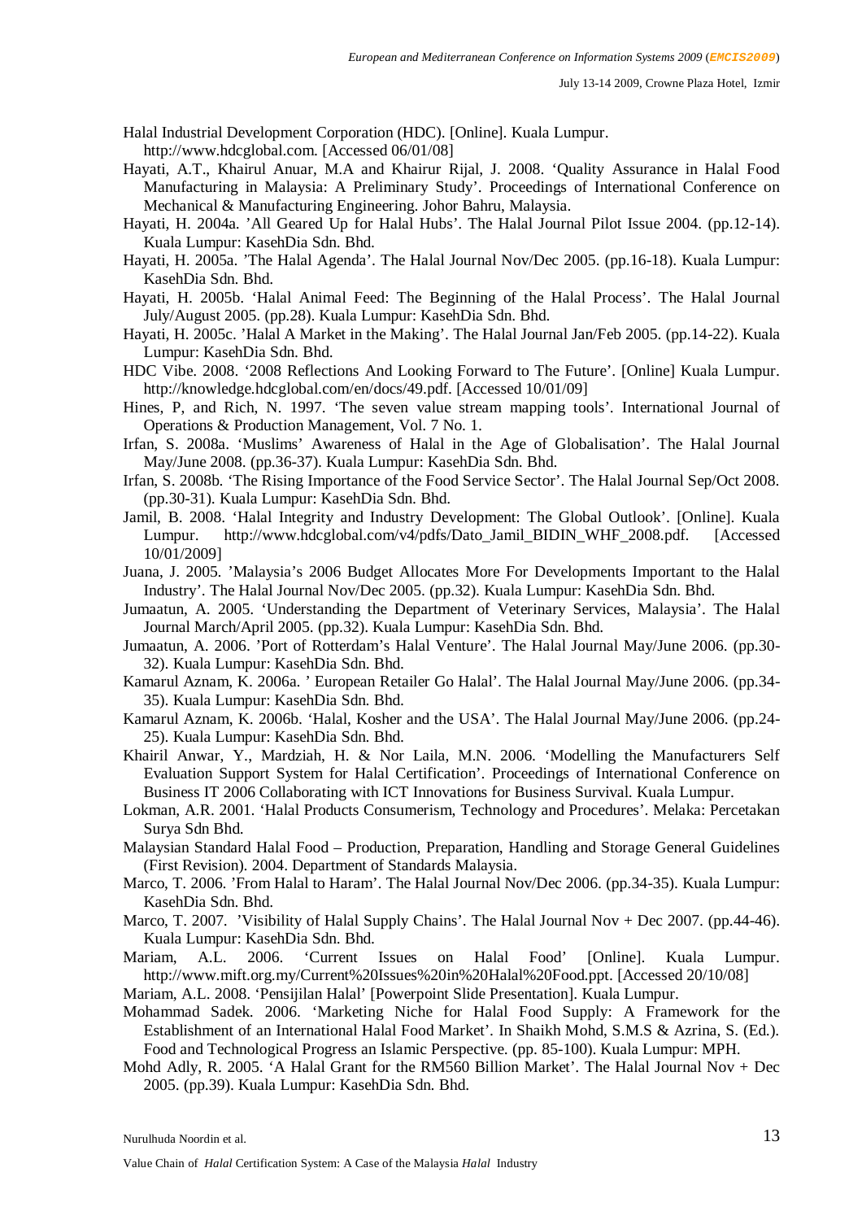Halal Industrial Development Corporation (HDC). [Online]. Kuala Lumpur. http://www.hdcglobal.com. [Accessed 06/01/08]

Hayati, A.T., Khairul Anuar, M.A and Khairur Rijal, J. 2008. 'Quality Assurance in Halal Food Manufacturing in Malaysia: A Preliminary Study'. Proceedings of International Conference on Mechanical & Manufacturing Engineering. Johor Bahru, Malaysia.

Hayati, H. 2004a. 'All Geared Up for Halal Hubs'. The Halal Journal Pilot Issue 2004. (pp.12-14). Kuala Lumpur: KasehDia Sdn. Bhd.

Hayati, H. 2005a. 'The Halal Agenda'. The Halal Journal Nov/Dec 2005. (pp.16-18). Kuala Lumpur: KasehDia Sdn. Bhd.

Hayati, H. 2005b. 'Halal Animal Feed: The Beginning of the Halal Process'. The Halal Journal July/August 2005. (pp.28). Kuala Lumpur: KasehDia Sdn. Bhd.

Hayati, H. 2005c. 'Halal A Market in the Making'. The Halal Journal Jan/Feb 2005. (pp.14-22). Kuala Lumpur: KasehDia Sdn. Bhd.

HDC Vibe. 2008. '2008 Reflections And Looking Forward to The Future'. [Online] Kuala Lumpur. http://knowledge.hdcglobal.com/en/docs/49.pdf. [Accessed 10/01/09]

Hines, P, and Rich, N. 1997. 'The seven value stream mapping tools'. International Journal of Operations & Production Management, Vol. 7 No. 1.

Irfan, S. 2008a. 'Muslims' Awareness of Halal in the Age of Globalisation'. The Halal Journal May/June 2008. (pp.36-37). Kuala Lumpur: KasehDia Sdn. Bhd.

Irfan, S. 2008b. 'The Rising Importance of the Food Service Sector'. The Halal Journal Sep/Oct 2008. (pp.30-31). Kuala Lumpur: KasehDia Sdn. Bhd.

Jamil, B. 2008. 'Halal Integrity and Industry Development: The Global Outlook'. [Online]. Kuala Lumpur. http://www.hdcglobal.com/v4/pdfs/Dato_Jamil_BIDIN_WHF_2008.pdf. [Accessed 10/01/2009]

Juana, J. 2005. 'Malaysia's 2006 Budget Allocates More For Developments Important to the Halal Industry'. The Halal Journal Nov/Dec 2005. (pp.32). Kuala Lumpur: KasehDia Sdn. Bhd.

Jumaatun, A. 2005. 'Understanding the Department of Veterinary Services, Malaysia'. The Halal Journal March/April 2005. (pp.32). Kuala Lumpur: KasehDia Sdn. Bhd.

Jumaatun, A. 2006. 'Port of Rotterdam's Halal Venture'. The Halal Journal May/June 2006. (pp.30-32). Kuala Lumpur: KasehDia Sdn. Bhd.

Kamarul Aznam, K. 2006a. ' European Retailer Go Halal'. The Halal Journal May/June 2006. (pp.34-35). Kuala Lumpur: KasehDia Sdn. Bhd.

Kamarul Aznam, K. 2006b. 'Halal, Kosher and the USA'. The Halal Journal May/June 2006. (pp.24-25). Kuala Lumpur: KasehDia Sdn. Bhd.

Khairil Anwar, Y., Mardziah, H. & Nor Laila, M.N. 2006. 'Modelling the Manufacturers Self Evaluation Support System for Halal Certification'. Proceedings of International Conference on Business IT 2006 Collaborating with ICT Innovations for Business Survival. Kuala Lumpur.

Lokman, A.R. 2001. 'Halal Products Consumerism, Technology and Procedures'. Melaka: Percetakan Surya Sdn Bhd.

Malaysian Standard Halal Food – Production, Preparation, Handling and Storage General Guidelines (First Revision). 2004. Department of Standards Malaysia.

Marco, T. 2006. 'From Halal to Haram'. The Halal Journal Nov/Dec 2006. (pp.34-35). Kuala Lumpur: KasehDia Sdn. Bhd.

Marco, T. 2007. 'Visibility of Halal Supply Chains'. The Halal Journal Nov + Dec 2007. (pp.44-46). Kuala Lumpur: KasehDia Sdn. Bhd.

Mariam, A.L. 2006. 'Current Issues on Halal Food' [Online]. Kuala Lumpur. http://www.mift.org.my/Current%20Issues%20in%20Halal%20Food.ppt. [Accessed 20/10/08]

Mariam, A.L. 2008. 'Pensijilan Halal' [Powerpoint Slide Presentation]. Kuala Lumpur.

Mohammad Sadek. 2006. 'Marketing Niche for Halal Food Supply: A Framework for the Establishment of an International Halal Food Market'. In Shaikh Mohd, S.M.S & Azrina, S. (Ed.). Food and Technological Progress an Islamic Perspective. (pp. 85-100). Kuala Lumpur: MPH.

Mohd Adly, R. 2005. 'A Halal Grant for the RM560 Billion Market'. The Halal Journal Nov + Dec 2005. (pp.39). Kuala Lumpur: KasehDia Sdn. Bhd.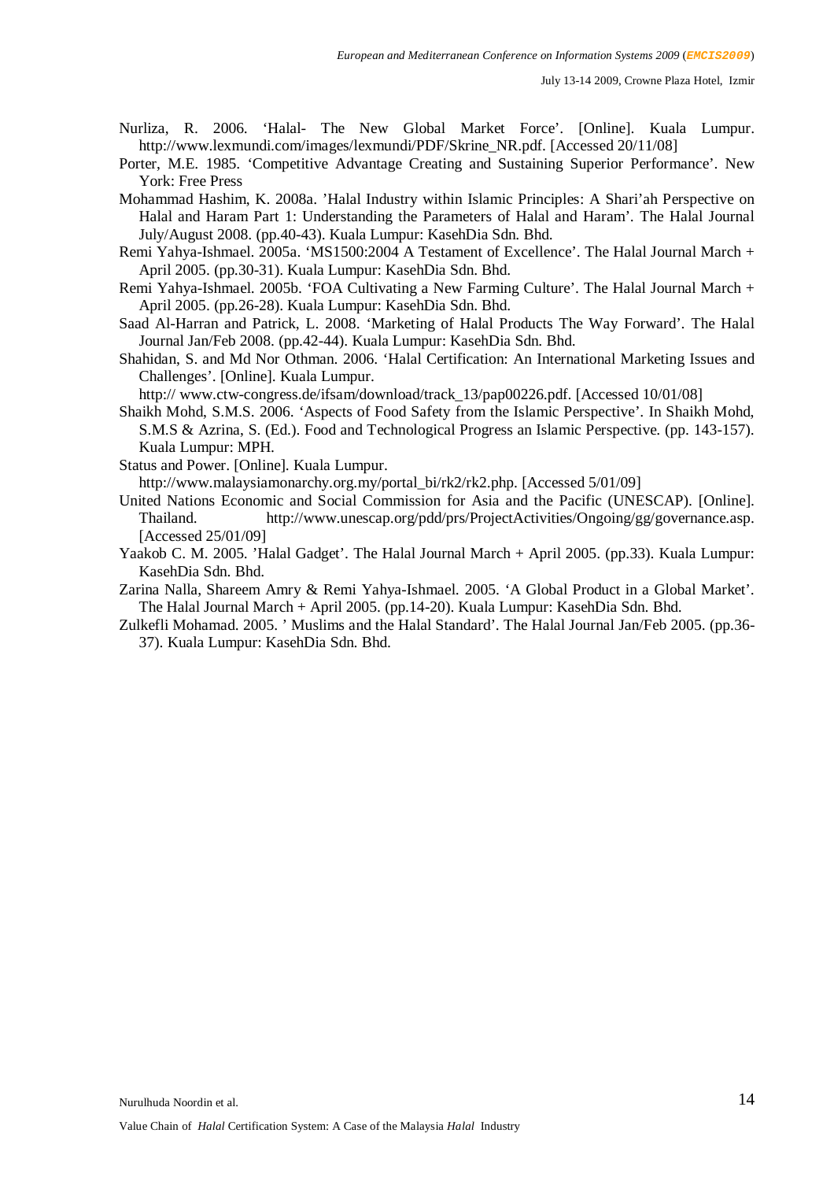Nurliza, R. 2006. 'Halal- The New Global Market Force'. [Online]. Kuala Lumpur. http://www.lexmundi.com/images/lexmundi/PDF/Skrine_NR.pdf. [Accessed 20/11/08]

Porter, M.E. 1985. 'Competitive Advantage Creating and Sustaining Superior Performance'. New York: Free Press

Mohammad Hashim, K. 2008a. 'Halal Industry within Islamic Principles: A Shari'ah Perspective on Halal and Haram Part 1: Understanding the Parameters of Halal and Haram'. The Halal Journal July/August 2008. (pp.40-43). Kuala Lumpur: KasehDia Sdn. Bhd.

Remi Yahya-Ishmael. 2005a. 'MS1500:2004 A Testament of Excellence'. The Halal Journal March + April 2005. (pp.30-31). Kuala Lumpur: KasehDia Sdn. Bhd.

Remi Yahya-Ishmael. 2005b. 'FOA Cultivating a New Farming Culture'. The Halal Journal March + April 2005. (pp.26-28). Kuala Lumpur: KasehDia Sdn. Bhd.

Saad Al-Harran and Patrick, L. 2008. 'Marketing of Halal Products The Way Forward'. The Halal Journal Jan/Feb 2008. (pp.42-44). Kuala Lumpur: KasehDia Sdn. Bhd.

Shahidan, S. and Md Nor Othman. 2006. 'Halal Certification: An International Marketing Issues and Challenges'. [Online]. Kuala Lumpur.
http:// www.ctw-congress.de/ifsam/download/track_13/pap00226.pdf. [Accessed 10/01/08]

Shaikh Mohd, S.M.S. 2006. 'Aspects of Food Safety from the Islamic Perspective'. In Shaikh Mohd, S.M.S & Azrina, S. (Ed.). Food and Technological Progress an Islamic Perspective. (pp. 143-157). Kuala Lumpur: MPH.

Status and Power. [Online]. Kuala Lumpur.
http://www.malaysiamonarchy.org.my/portal_bi/rk2/rk2.php. [Accessed 5/01/09]

United Nations Economic and Social Commission for Asia and the Pacific (UNESCAP). [Online]. Thailand. http://www.unescap.org/pdd/prs/ProjectActivities/Ongoing/gg/governance.asp. [Accessed 25/01/09]

Yaakob C. M. 2005. 'Halal Gadget'. The Halal Journal March + April 2005. (pp.33). Kuala Lumpur: KasehDia Sdn. Bhd.

Zarina Nalla, Shareem Amry & Remi Yahya-Ishmael. 2005. 'A Global Product in a Global Market'. The Halal Journal March + April 2005. (pp.14-20). Kuala Lumpur: KasehDia Sdn. Bhd.

Zulkefli Mohamad. 2005. ' Muslims and the Halal Standard'. The Halal Journal Jan/Feb 2005. (pp.36-37). Kuala Lumpur: KasehDia Sdn. Bhd.